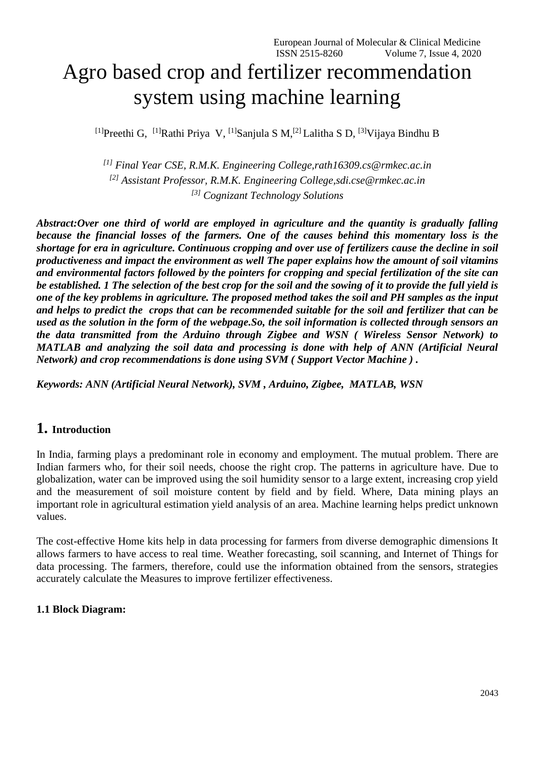# Agro based crop and fertilizer recommendation system using machine learning

[1]Preethi G, [1]Rathi Priya V, [1]Sanjula S M,[2] Lalitha S D, [3]Vijaya Bindhu B

*[1] Final Year CSE, R.M.K. Engineering College,rath16309.cs@rmkec.ac.in*
*[2] Assistant Professor, R.M.K. Engineering College,sdi.cse@rmkec.ac.in*
*[3] Cognizant Technology Solutions*

***Abstract:Over one third of world are employed in agriculture and the quantity is gradually falling because the financial losses of the farmers. One of the causes behind this momentary loss is the shortage for era in agriculture. Continuous cropping and over use of fertilizers cause the decline in soil productiveness and impact the environment as well The paper explains how the amount of soil vitamins and environmental factors followed by the pointers for cropping and special fertilization of the site can be established. 1 The selection of the best crop for the soil and the sowing of it to provide the full yield is one of the key problems in agriculture. The proposed method takes the soil and PH samples as the input and helps to predict the crops that can be recommended suitable for the soil and fertilizer that can be used as the solution in the form of the webpage.So, the soil information is collected through sensors an the data transmitted from the Arduino through Zigbee and WSN ( Wireless Sensor Network) to MATLAB and analyzing the soil data and processing is done with help of ANN (Artificial Neural Network) and crop recommendations is done using SVM ( Support Vector Machine ) .***

***Keywords: ANN (Artificial Neural Network), SVM , Arduino, Zigbee, MATLAB, WSN***

## 1. Introduction

In India, farming plays a predominant role in economy and employment. The mutual problem. There are Indian farmers who, for their soil needs, choose the right crop. The patterns in agriculture have. Due to globalization, water can be improved using the soil humidity sensor to a large extent, increasing crop yield and the measurement of soil moisture content by field and by field. Where, Data mining plays an important role in agricultural estimation yield analysis of an area. Machine learning helps predict unknown values.

The cost-effective Home kits help in data processing for farmers from diverse demographic dimensions It allows farmers to have access to real time. Weather forecasting, soil scanning, and Internet of Things for data processing. The farmers, therefore, could use the information obtained from the sensors, strategies accurately calculate the Measures to improve fertilizer effectiveness.

### 1.1 Block Diagram: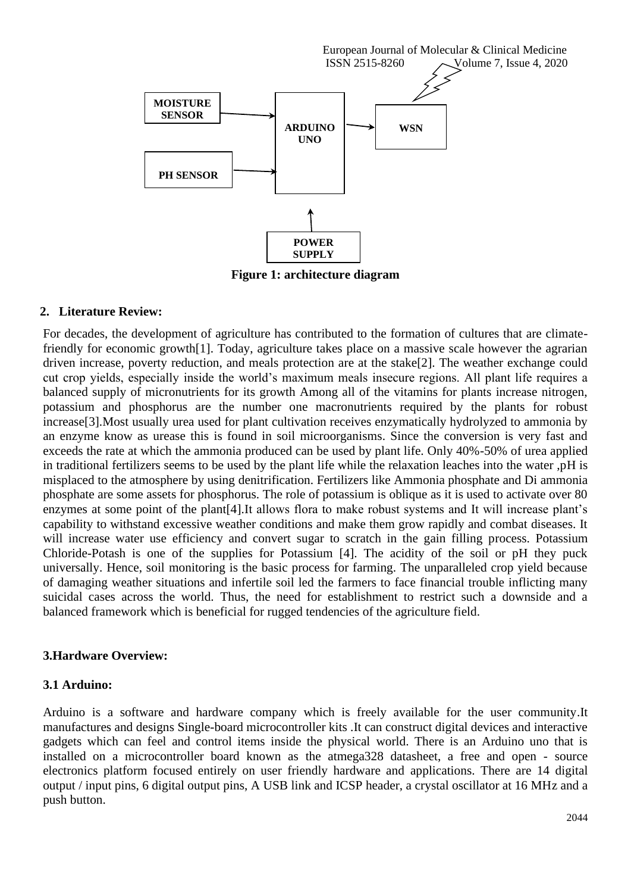MOISTURE SENSOR

PH SENSOR

ARDUINO UNO

WSN

POWER SUPPLY

**Figure 1: architecture diagram**

## 2. Literature Review:

For decades, the development of agriculture has contributed to the formation of cultures that are climate-friendly for economic growth[1]. Today, agriculture takes place on a massive scale however the agrarian driven increase, poverty reduction, and meals protection are at the stake[2]. The weather exchange could cut crop yields, especially inside the world's maximum meals insecure regions. All plant life requires a balanced supply of micronutrients for its growth Among all of the vitamins for plants increase nitrogen, potassium and phosphorus are the number one macronutrients required by the plants for robust increase[3].Most usually urea used for plant cultivation receives enzymatically hydrolyzed to ammonia by an enzyme know as urease this is found in soil microorganisms. Since the conversion is very fast and exceeds the rate at which the ammonia produced can be used by plant life. Only 40%-50% of urea applied in traditional fertilizers seems to be used by the plant life while the relaxation leaches into the water ,pH is misplaced to the atmosphere by using denitrification. Fertilizers like Ammonia phosphate and Di ammonia phosphate are some assets for phosphorus. The role of potassium is oblique as it is used to activate over 80 enzymes at some point of the plant[4].It allows flora to make robust systems and It will increase plant's capability to withstand excessive weather conditions and make them grow rapidly and combat diseases. It will increase water use efficiency and convert sugar to scratch in the gain filling process. Potassium Chloride-Potash is one of the supplies for Potassium [4]. The acidity of the soil or pH they puck universally. Hence, soil monitoring is the basic process for farming. The unparalleled crop yield because of damaging weather situations and infertile soil led the farmers to face financial trouble inflicting many suicidal cases across the world. Thus, the need for establishment to restrict such a downside and a balanced framework which is beneficial for rugged tendencies of the agriculture field.

## 3.Hardware Overview:

### 3.1 Arduino:

Arduino is a software and hardware company which is freely available for the user community.It manufactures and designs Single-board microcontroller kits .It can construct digital devices and interactive gadgets which can feel and control items inside the physical world. There is an Arduino uno that is installed on a microcontroller board known as the atmega328 datasheet, a free and open - source electronics platform focused entirely on user friendly hardware and applications. There are 14 digital output / input pins, 6 digital output pins, A USB link and ICSP header, a crystal oscillator at 16 MHz and a push button.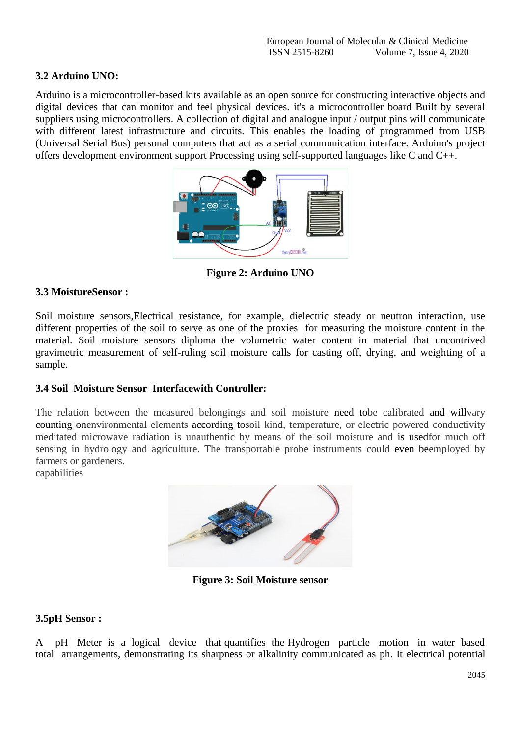### 3.2 Arduino UNO:

Arduino is a microcontroller-based kits available as an open source for constructing interactive objects and digital devices that can monitor and feel physical devices. it's a microcontroller board Built by several suppliers using microcontrollers. A collection of digital and analogue input / output pins will communicate with different latest infrastructure and circuits. This enables the loading of programmed from USB (Universal Serial Bus) personal computers that act as a serial communication interface. Arduino's project offers development environment support Processing using self-supported languages like C and C++.

**Figure 2: Arduino UNO**

### 3.3 MoistureSensor :

Soil moisture sensors,Electrical resistance, for example, dielectric steady or neutron interaction, use different properties of the soil to serve as one of the proxies for measuring the moisture content in the material. Soil moisture sensors diploma the volumetric water content in material that uncontrived gravimetric measurement of self-ruling soil moisture calls for casting off, drying, and weighting of a sample.

### 3.4 Soil Moisture Sensor Interfacewith Controller:

The relation between the measured belongings and soil moisture need tobe calibrated and willvary counting onenvironmental elements according tosoil kind, temperature, or electric powered conductivity meditated microwave radiation is unauthentic by means of the soil moisture and is usedfor much off sensing in hydrology and agriculture. The transportable probe instruments could even beemployed by farmers or gardeners.
capabilities

**Figure 3: Soil Moisture sensor**

### 3.5pH Sensor :

A pH Meter is a logical device that quantifies the Hydrogen particle motion in water based total arrangements, demonstrating its sharpness or alkalinity communicated as ph. It electrical potential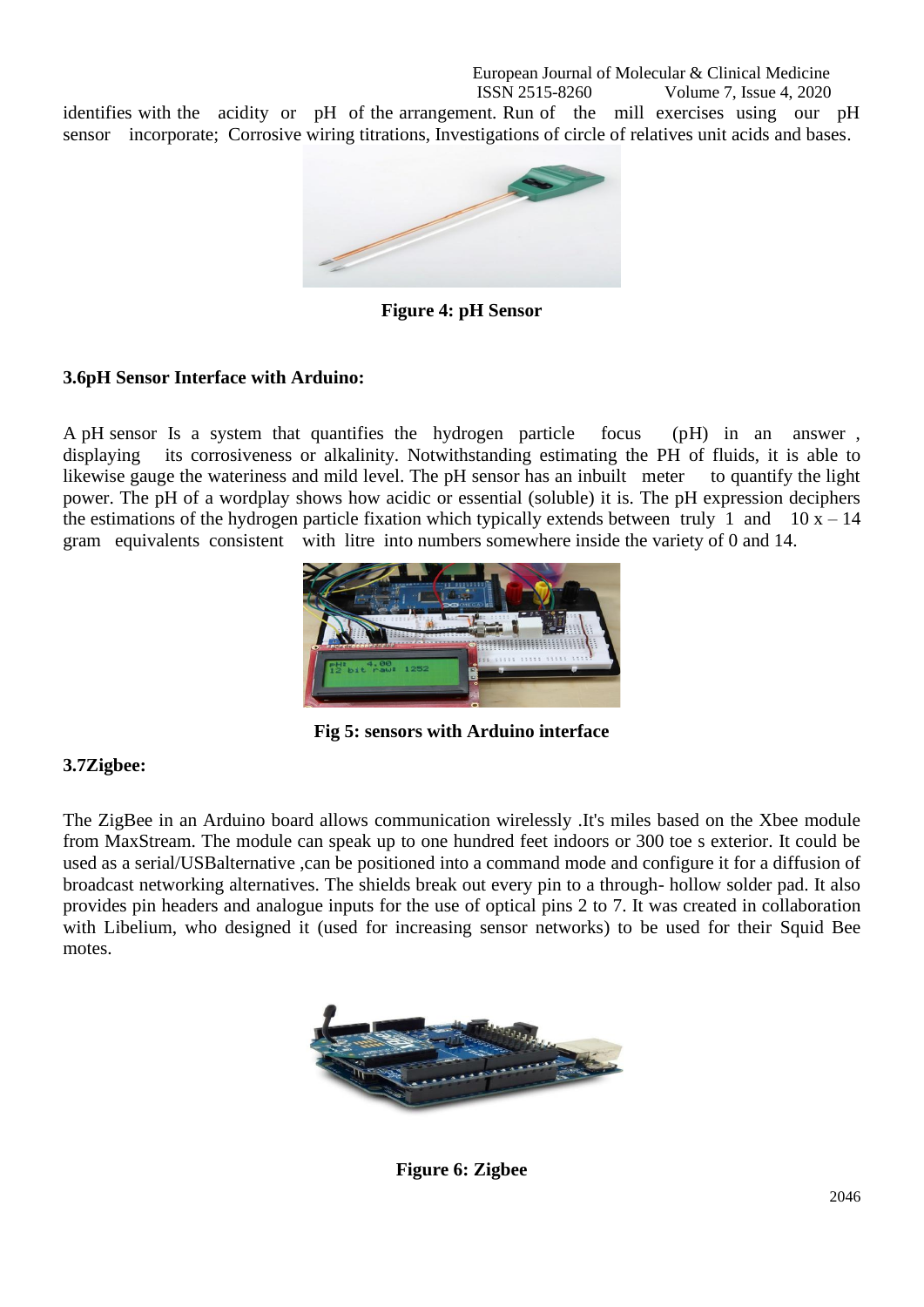identifies with the acidity or pH of the arrangement. Run of the mill exercises using our pH sensor incorporate; Corrosive wiring titrations, Investigations of circle of relatives unit acids and bases.

**Figure 4: pH Sensor**

### 3.6pH Sensor Interface with Arduino:

A pH sensor Is a system that quantifies the hydrogen particle focus (pH) in an answer , displaying its corrosiveness or alkalinity. Notwithstanding estimating the PH of fluids, it is able to likewise gauge the wateriness and mild level. The pH sensor has an inbuilt meter to quantify the light power. The pH of a wordplay shows how acidic or essential (soluble) it is. The pH expression deciphers the estimations of the hydrogen particle fixation which typically extends between truly 1 and 10 x – 14 gram equivalents consistent with litre into numbers somewhere inside the variety of 0 and 14.

**Fig 5: sensors with Arduino interface**

### 3.7Zigbee:

The ZigBee in an Arduino board allows communication wirelessly .It's miles based on the Xbee module from MaxStream. The module can speak up to one hundred feet indoors or 300 toe s exterior. It could be used as a serial/USBalternative ,can be positioned into a command mode and configure it for a diffusion of broadcast networking alternatives. The shields break out every pin to a through- hollow solder pad. It also provides pin headers and analogue inputs for the use of optical pins 2 to 7. It was created in collaboration with Libelium, who designed it (used for increasing sensor networks) to be used for their Squid Bee motes.

**Figure 6: Zigbee**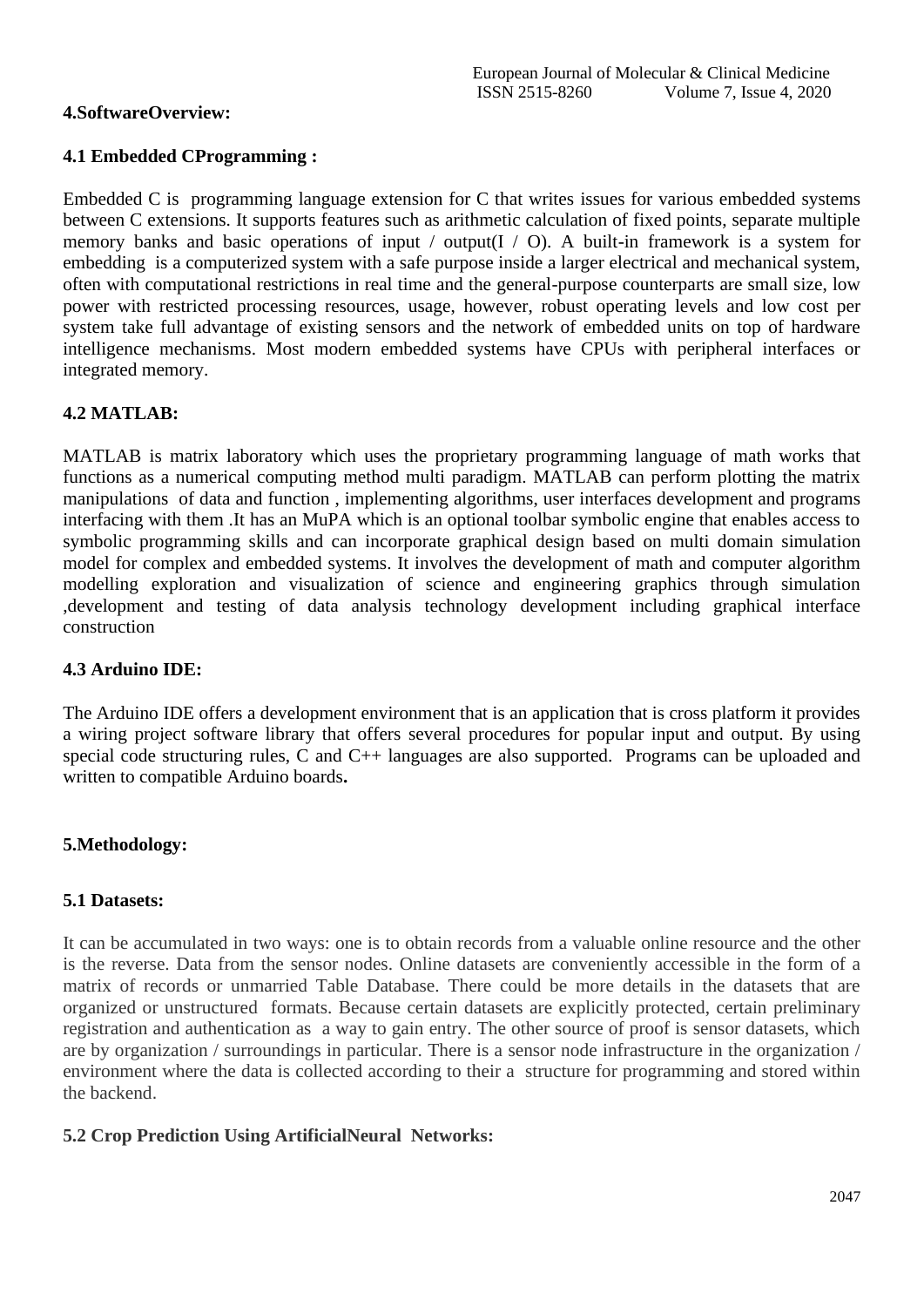## 4.SoftwareOverview:

### 4.1 Embedded CProgramming :

Embedded C is programming language extension for C that writes issues for various embedded systems between C extensions. It supports features such as arithmetic calculation of fixed points, separate multiple memory banks and basic operations of input / output(I / O). A built-in framework is a system for embedding is a computerized system with a safe purpose inside a larger electrical and mechanical system, often with computational restrictions in real time and the general-purpose counterparts are small size, low power with restricted processing resources, usage, however, robust operating levels and low cost per system take full advantage of existing sensors and the network of embedded units on top of hardware intelligence mechanisms. Most modern embedded systems have CPUs with peripheral interfaces or integrated memory.

### 4.2 MATLAB:

MATLAB is matrix laboratory which uses the proprietary programming language of math works that functions as a numerical computing method multi paradigm. MATLAB can perform plotting the matrix manipulations of data and function , implementing algorithms, user interfaces development and programs interfacing with them .It has an MuPA which is an optional toolbar symbolic engine that enables access to symbolic programming skills and can incorporate graphical design based on multi domain simulation model for complex and embedded systems. It involves the development of math and computer algorithm modelling exploration and visualization of science and engineering graphics through simulation ,development and testing of data analysis technology development including graphical interface construction

### 4.3 Arduino IDE:

The Arduino IDE offers a development environment that is an application that is cross platform it provides a wiring project software library that offers several procedures for popular input and output. By using special code structuring rules, C and C++ languages are also supported. Programs can be uploaded and written to compatible Arduino boards**.**

## 5.Methodology:

### 5.1 Datasets:

It can be accumulated in two ways: one is to obtain records from a valuable online resource and the other is the reverse. Data from the sensor nodes. Online datasets are conveniently accessible in the form of a matrix of records or unmarried Table Database. There could be more details in the datasets that are organized or unstructured formats. Because certain datasets are explicitly protected, certain preliminary registration and authentication as a way to gain entry. The other source of proof is sensor datasets, which are by organization / surroundings in particular. There is a sensor node infrastructure in the organization / environment where the data is collected according to their a structure for programming and stored within the backend.

### 5.2 Crop Prediction Using ArtificialNeural Networks: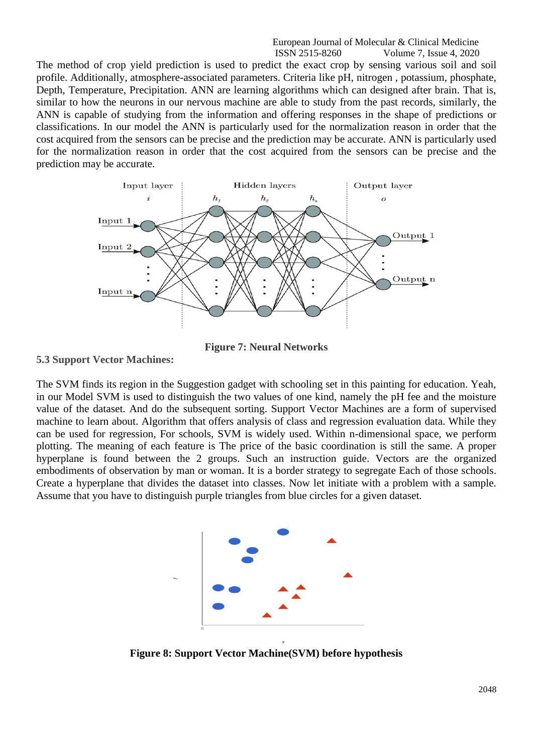The method of crop yield prediction is used to predict the exact crop by sensing various soil and soil profile. Additionally, atmosphere-associated parameters. Criteria like pH, nitrogen , potassium, phosphate, Depth, Temperature, Precipitation. ANN are learning algorithms which can designed after brain. That is, similar to how the neurons in our nervous machine are able to study from the past records, similarly, the ANN is capable of studying from the information and offering responses in the shape of predictions or classifications. In our model the ANN is particularly used for the normalization reason in order that the cost acquired from the sensors can be precise and the prediction may be accurate. ANN is particularly used for the normalization reason in order that the cost acquired from the sensors can be precise and the prediction may be accurate.

**Figure 7: Neural Networks**

### 5.3 Support Vector Machines:

The SVM finds its region in the Suggestion gadget with schooling set in this painting for education. Yeah, in our Model SVM is used to distinguish the two values of one kind, namely the pH fee and the moisture value of the dataset. And do the subsequent sorting. Support Vector Machines are a form of supervised machine to learn about. Algorithm that offers analysis of class and regression evaluation data. While they can be used for regression, For schools, SVM is widely used. Within n-dimensional space, we perform plotting. The meaning of each feature is The price of the basic coordination is still the same. A proper hyperplane is found between the 2 groups. Such an instruction guide. Vectors are the organized embodiments of observation by man or woman. It is a border strategy to segregate Each of those schools. Create a hyperplane that divides the dataset into classes. Now let initiate with a problem with a sample. Assume that you have to distinguish purple triangles from blue circles for a given dataset.

**Figure 8: Support Vector Machine(SVM) before hypothesis**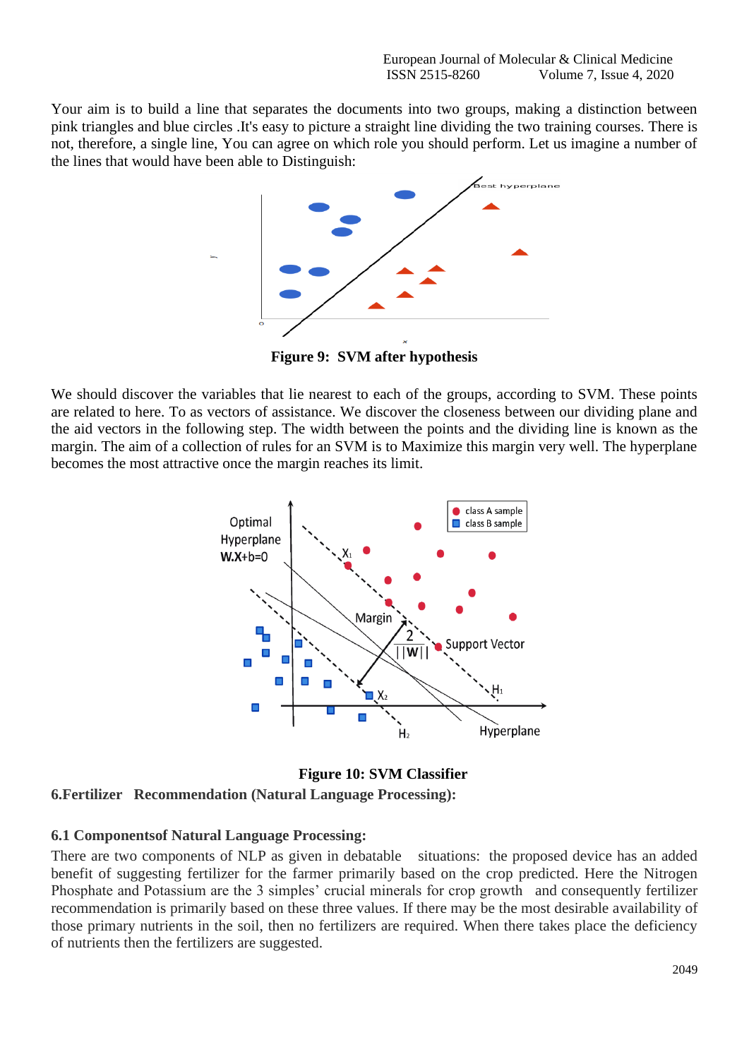Your aim is to build a line that separates the documents into two groups, making a distinction between pink triangles and blue circles .It's easy to picture a straight line dividing the two training courses. There is not, therefore, a single line, You can agree on which role you should perform. Let us imagine a number of the lines that would have been able to Distinguish:

**Figure 9: SVM after hypothesis**

We should discover the variables that lie nearest to each of the groups, according to SVM. These points are related to here. To as vectors of assistance. We discover the closeness between our dividing plane and the aid vectors in the following step. The width between the points and the dividing line is known as the margin. The aim of a collection of rules for an SVM is to Maximize this margin very well. The hyperplane becomes the most attractive once the margin reaches its limit.

**Figure 10: SVM Classifier**

## 6.Fertilizer Recommendation (Natural Language Processing):

### 6.1 Componentsof Natural Language Processing:

There are two components of NLP as given in debatable situations: the proposed device has an added benefit of suggesting fertilizer for the farmer primarily based on the crop predicted. Here the Nitrogen Phosphate and Potassium are the 3 simples' crucial minerals for crop growth and consequently fertilizer recommendation is primarily based on these three values. If there may be the most desirable availability of those primary nutrients in the soil, then no fertilizers are required. When there takes place the deficiency of nutrients then the fertilizers are suggested.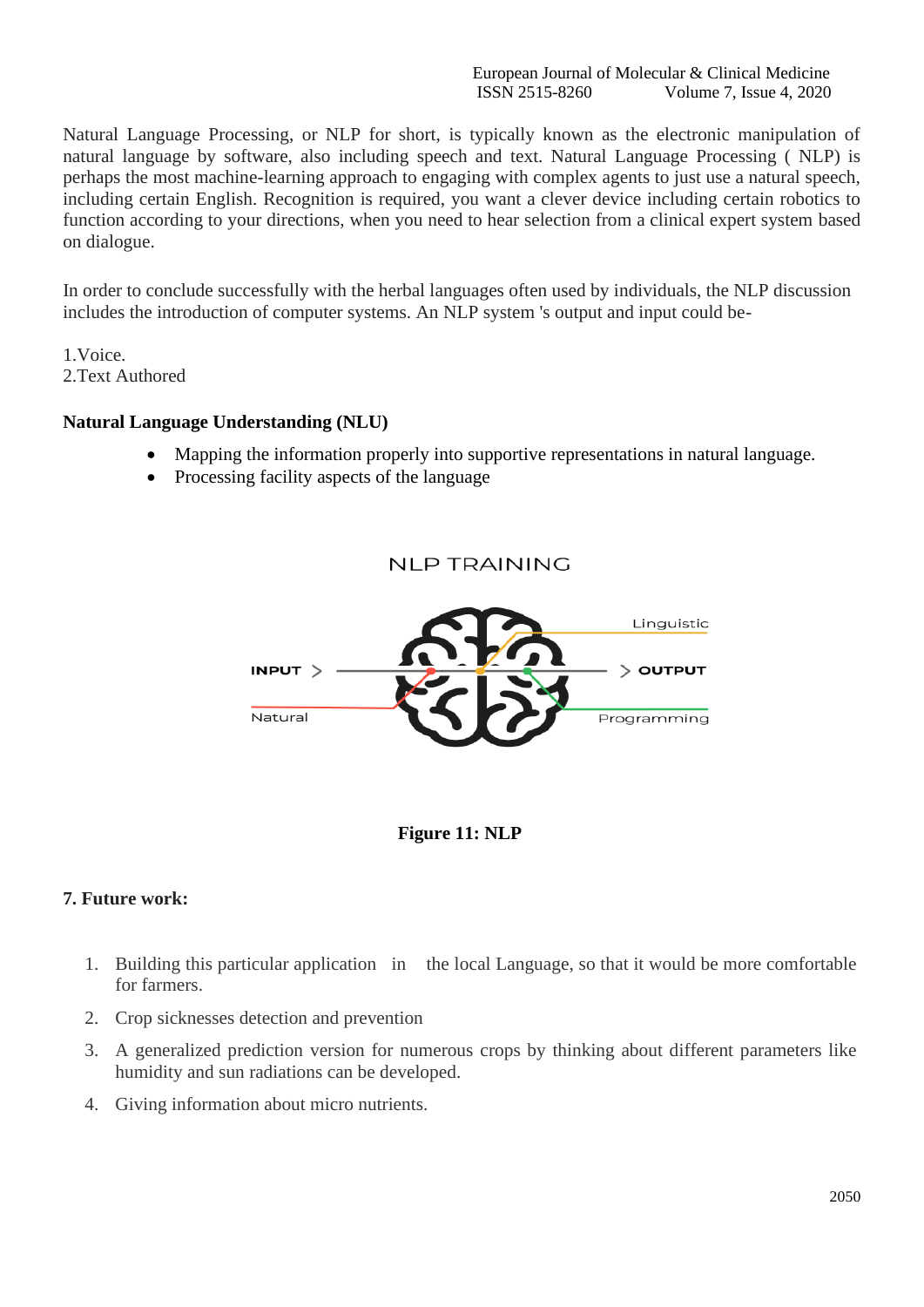Natural Language Processing, or NLP for short, is typically known as the electronic manipulation of natural language by software, also including speech and text. Natural Language Processing ( NLP) is perhaps the most machine-learning approach to engaging with complex agents to just use a natural speech, including certain English. Recognition is required, you want a clever device including certain robotics to function according to your directions, when you need to hear selection from a clinical expert system based on dialogue.

In order to conclude successfully with the herbal languages often used by individuals, the NLP discussion includes the introduction of computer systems. An NLP system 's output and input could be-

1.Voice.
2.Text Authored

**Natural Language Understanding (NLU)**

- Mapping the information properly into supportive representations in natural language.
- Processing facility aspects of the language

NLP TRAINING

INPUT > Natural Linguistic > OUTPUT Programming

**Figure 11: NLP**

### 7. Future work:

1. Building this particular application in the local Language, so that it would be more comfortable for farmers.
2. Crop sicknesses detection and prevention
3. A generalized prediction version for numerous crops by thinking about different parameters like humidity and sun radiations can be developed.
4. Giving information about micro nutrients.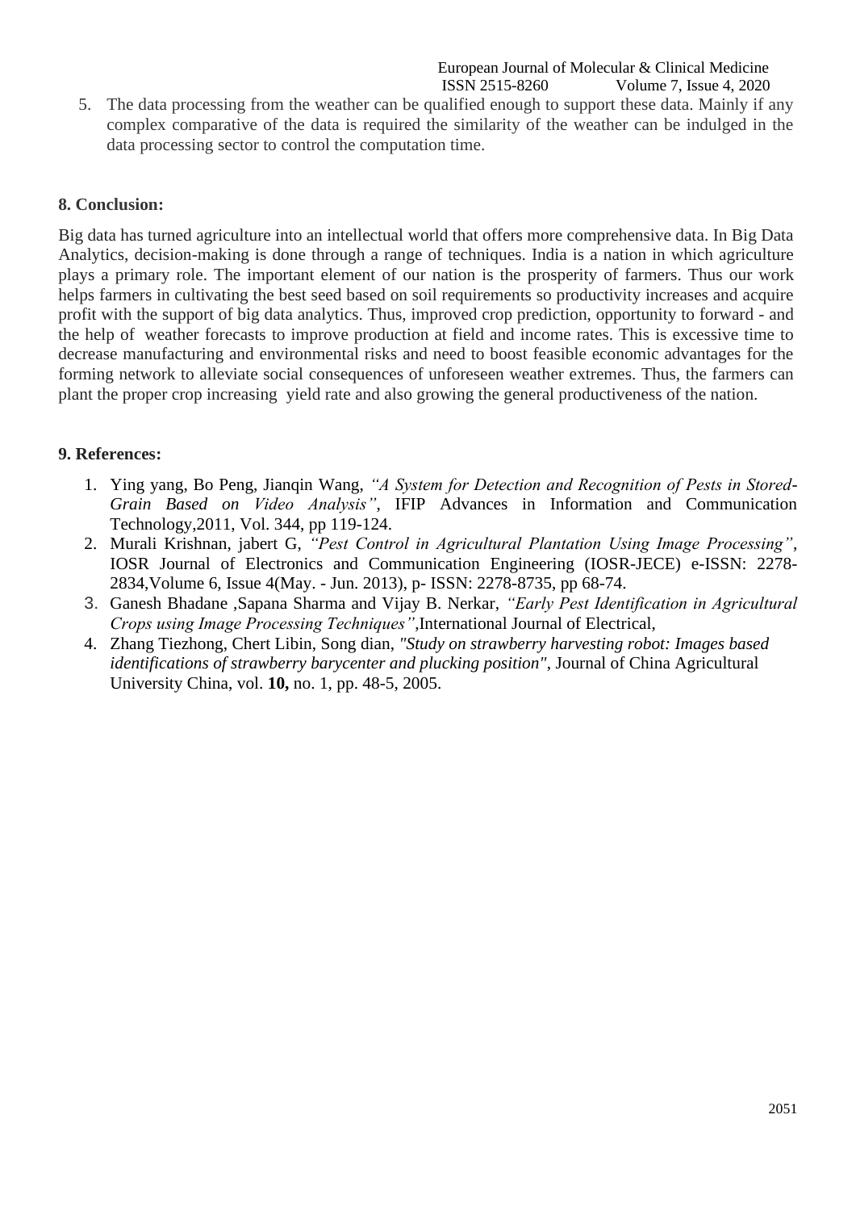5. The data processing from the weather can be qualified enough to support these data. Mainly if any complex comparative of the data is required the similarity of the weather can be indulged in the data processing sector to control the computation time.

## 8. Conclusion:

Big data has turned agriculture into an intellectual world that offers more comprehensive data. In Big Data Analytics, decision-making is done through a range of techniques. India is a nation in which agriculture plays a primary role. The important element of our nation is the prosperity of farmers. Thus our work helps farmers in cultivating the best seed based on soil requirements so productivity increases and acquire profit with the support of big data analytics. Thus, improved crop prediction, opportunity to forward - and the help of weather forecasts to improve production at field and income rates. This is excessive time to decrease manufacturing and environmental risks and need to boost feasible economic advantages for the forming network to alleviate social consequences of unforeseen weather extremes. Thus, the farmers can plant the proper crop increasing yield rate and also growing the general productiveness of the nation.

## 9. References:

1. Ying yang, Bo Peng, Jianqin Wang, *"A System for Detection and Recognition of Pests in Stored-Grain Based on Video Analysis"*, IFIP Advances in Information and Communication Technology,2011, Vol. 344, pp 119-124.
2. Murali Krishnan, jabert G, *"Pest Control in Agricultural Plantation Using Image Processing"*, IOSR Journal of Electronics and Communication Engineering (IOSR-JECE) e-ISSN: 2278-2834,Volume 6, Issue 4(May. - Jun. 2013), p- ISSN: 2278-8735, pp 68-74.
3. Ganesh Bhadane ,Sapana Sharma and Vijay B. Nerkar, *"Early Pest Identification in Agricultural Crops using Image Processing Techniques"*,International Journal of Electrical,
4. Zhang Tiezhong, Chert Libin, Song dian, *"Study on strawberry harvesting robot: Images based identifications of strawberry barycenter and plucking position"*, Journal of China Agricultural University China, vol. **10,** no. 1, pp. 48-5, 2005.